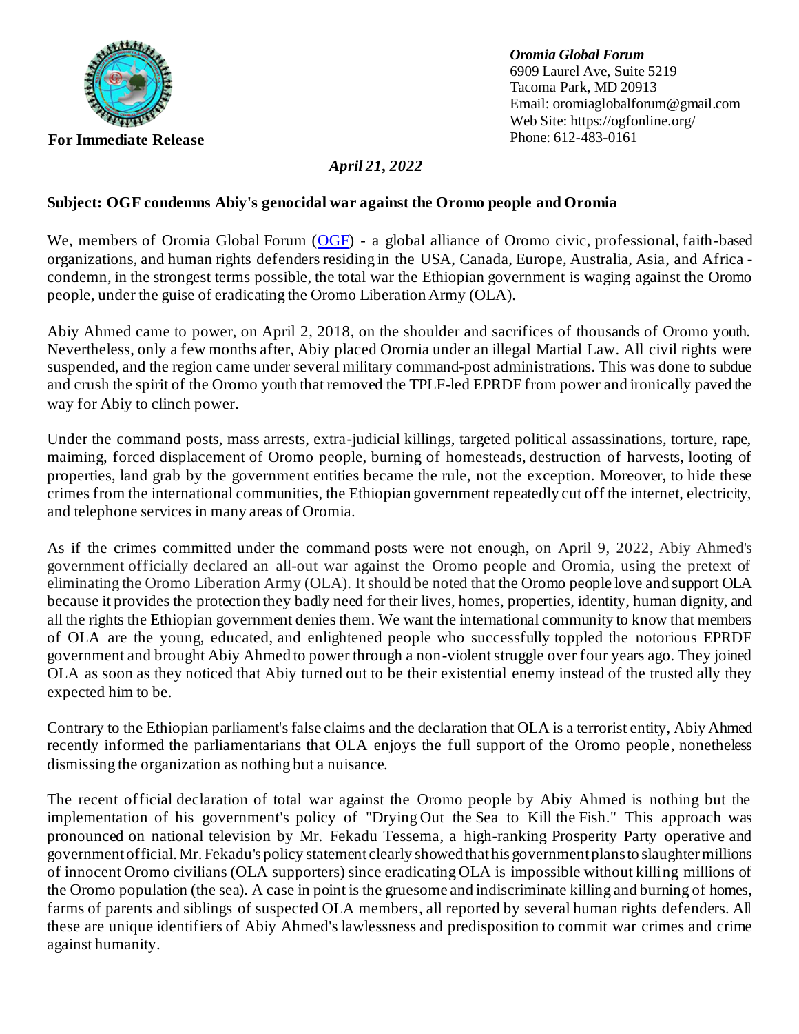*Oromia Global Forum*
6909 Laurel Ave, Suite 5219
Tacoma Park, MD 20913
Email: oromiaglobalforum@gmail.com
Web Site: https://ogfonline.org/
Phone: 612-483-0161

**For Immediate Release**

*April 21, 2022*

**Subject: OGF condemns Abiy's genocidal war against the Oromo people and Oromia**

We, members of Oromia Global Forum (OGF) - a global alliance of Oromo civic, professional, faith-based organizations, and human rights defenders residing in the USA, Canada, Europe, Australia, Asia, and Africa - condemn, in the strongest terms possible, the total war the Ethiopian government is waging against the Oromo people, under the guise of eradicating the Oromo Liberation Army (OLA).

Abiy Ahmed came to power, on April 2, 2018, on the shoulder and sacrifices of thousands of Oromo youth. Nevertheless, only a few months after, Abiy placed Oromia under an illegal Martial Law. All civil rights were suspended, and the region came under several military command-post administrations. This was done to subdue and crush the spirit of the Oromo youth that removed the TPLF-led EPRDF from power and ironically paved the way for Abiy to clinch power.

Under the command posts, mass arrests, extra-judicial killings, targeted political assassinations, torture, rape, maiming, forced displacement of Oromo people, burning of homesteads, destruction of harvests, looting of properties, land grab by the government entities became the rule, not the exception. Moreover, to hide these crimes from the international communities, the Ethiopian government repeatedly cut off the internet, electricity, and telephone services in many areas of Oromia.

As if the crimes committed under the command posts were not enough, on April 9, 2022, Abiy Ahmed's government officially declared an all-out war against the Oromo people and Oromia, using the pretext of eliminating the Oromo Liberation Army (OLA). It should be noted that the Oromo people love and support OLA because it provides the protection they badly need for their lives, homes, properties, identity, human dignity, and all the rights the Ethiopian government denies them. We want the international community to know that members of OLA are the young, educated, and enlightened people who successfully toppled the notorious EPRDF government and brought Abiy Ahmed to power through a non-violent struggle over four years ago. They joined OLA as soon as they noticed that Abiy turned out to be their existential enemy instead of the trusted ally they expected him to be.

Contrary to the Ethiopian parliament's false claims and the declaration that OLA is a terrorist entity, Abiy Ahmed recently informed the parliamentarians that OLA enjoys the full support of the Oromo people, nonetheless dismissing the organization as nothing but a nuisance.

The recent official declaration of total war against the Oromo people by Abiy Ahmed is nothing but the implementation of his government's policy of "Drying Out the Sea to Kill the Fish." This approach was pronounced on national television by Mr. Fekadu Tessema, a high-ranking Prosperity Party operative and government official. Mr. Fekadu's policy statement clearly showed that his government plans to slaughter millions of innocent Oromo civilians (OLA supporters) since eradicating OLA is impossible without killing millions of the Oromo population (the sea). A case in point is the gruesome and indiscriminate killing and burning of homes, farms of parents and siblings of suspected OLA members, all reported by several human rights defenders. All these are unique identifiers of Abiy Ahmed's lawlessness and predisposition to commit war crimes and crime against humanity.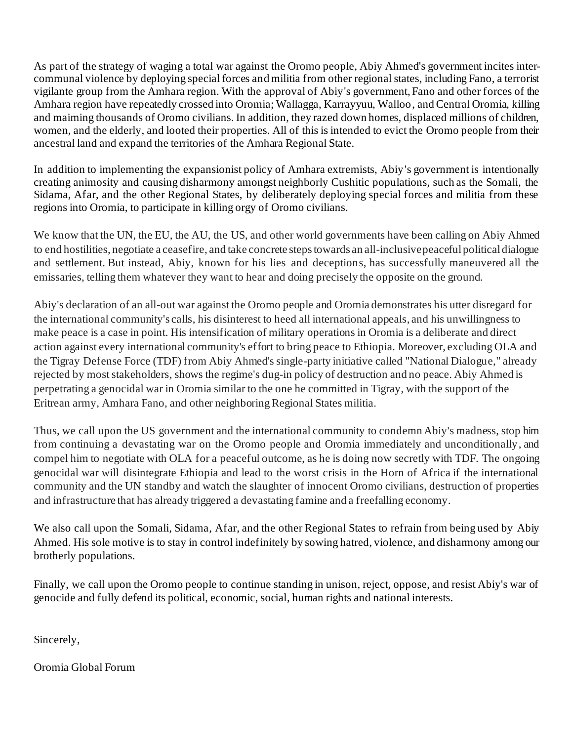As part of the strategy of waging a total war against the Oromo people, Abiy Ahmed's government incites inter-communal violence by deploying special forces and militia from other regional states, including Fano, a terrorist vigilante group from the Amhara region. With the approval of Abiy's government, Fano and other forces of the Amhara region have repeatedly crossed into Oromia; Wallagga, Karrayyuu, Walloo, and Central Oromia, killing and maiming thousands of Oromo civilians. In addition, they razed down homes, displaced millions of children, women, and the elderly, and looted their properties. All of this is intended to evict the Oromo people from their ancestral land and expand the territories of the Amhara Regional State.

In addition to implementing the expansionist policy of Amhara extremists, Abiy's government is intentionally creating animosity and causing disharmony amongst neighborly Cushitic populations, such as the Somali, the Sidama, Afar, and the other Regional States, by deliberately deploying special forces and militia from these regions into Oromia, to participate in killing orgy of Oromo civilians.

We know that the UN, the EU, the AU, the US, and other world governments have been calling on Abiy Ahmed to end hostilities, negotiate a ceasefire, and take concrete steps towards an all-inclusive peaceful political dialogue and settlement. But instead, Abiy, known for his lies and deceptions, has successfully maneuvered all the emissaries, telling them whatever they want to hear and doing precisely the opposite on the ground.

Abiy's declaration of an all-out war against the Oromo people and Oromia demonstrates his utter disregard for the international community's calls, his disinterest to heed all international appeals, and his unwillingness to make peace is a case in point. His intensification of military operations in Oromia is a deliberate and direct action against every international community's effort to bring peace to Ethiopia. Moreover, excluding OLA and the Tigray Defense Force (TDF) from Abiy Ahmed's single-party initiative called "National Dialogue," already rejected by most stakeholders, shows the regime's dug-in policy of destruction and no peace. Abiy Ahmed is perpetrating a genocidal war in Oromia similar to the one he committed in Tigray, with the support of the Eritrean army, Amhara Fano, and other neighboring Regional States militia.

Thus, we call upon the US government and the international community to condemn Abiy's madness, stop him from continuing a devastating war on the Oromo people and Oromia immediately and unconditionally, and compel him to negotiate with OLA for a peaceful outcome, as he is doing now secretly with TDF. The ongoing genocidal war will disintegrate Ethiopia and lead to the worst crisis in the Horn of Africa if the international community and the UN standby and watch the slaughter of innocent Oromo civilians, destruction of properties and infrastructure that has already triggered a devastating famine and a freefalling economy.

We also call upon the Somali, Sidama, Afar, and the other Regional States to refrain from being used by Abiy Ahmed. His sole motive is to stay in control indefinitely by sowing hatred, violence, and disharmony among our brotherly populations.

Finally, we call upon the Oromo people to continue standing in unison, reject, oppose, and resist Abiy's war of genocide and fully defend its political, economic, social, human rights and national interests.

Sincerely,

Oromia Global Forum